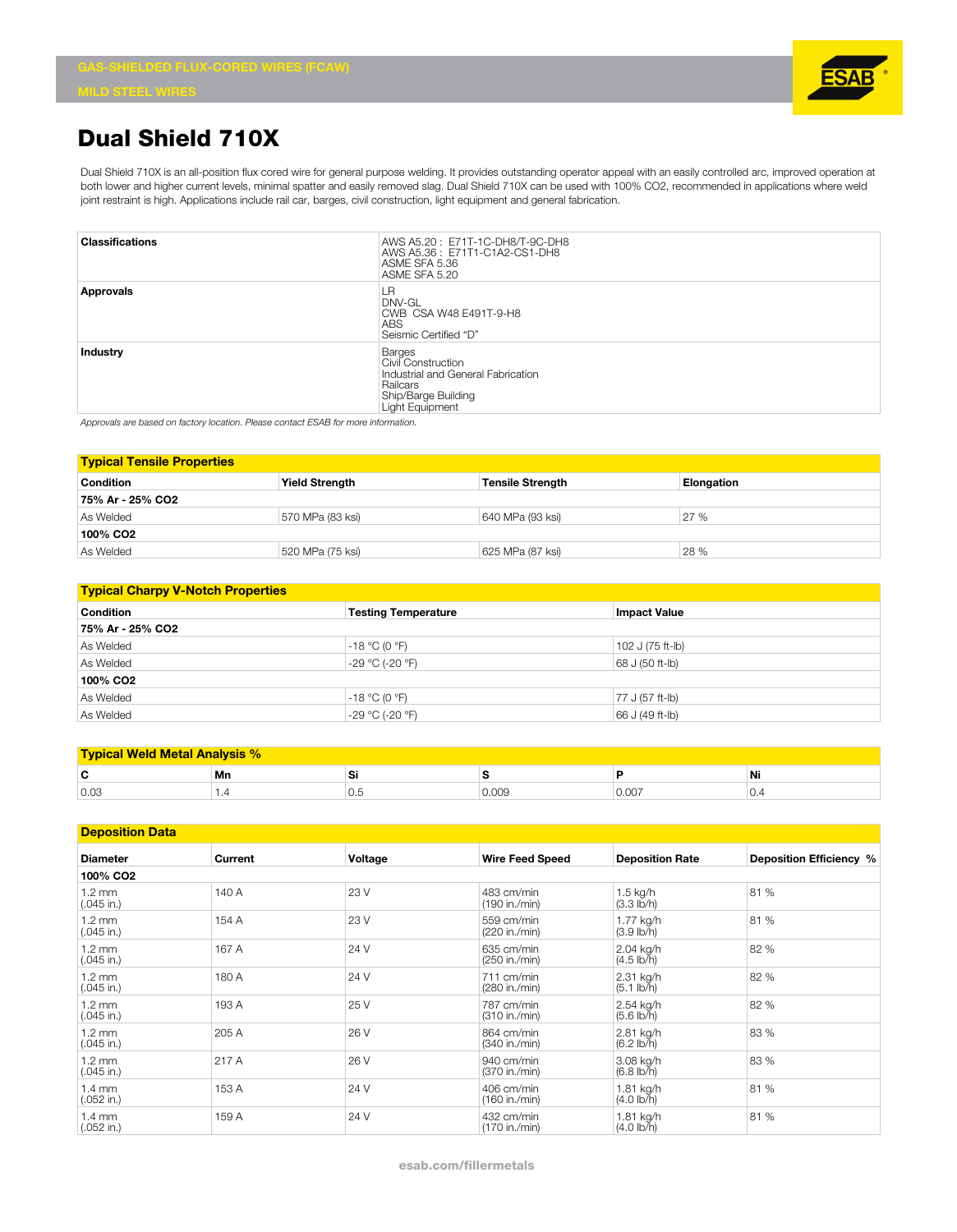GAS-SHIELDED FLUX-CORED WIRES (FCAW)

MILD STEEL WIRES

# Dual Shield 710X

Dual Shield 710X is an all-position flux cored wire for general purpose welding. It provides outstanding operator appeal with an easily controlled arc, improved operation at both lower and higher current levels, minimal spatter and easily removed slag. Dual Shield 710X can be used with 100% CO2, recommended in applications where weld joint restraint is high. Applications include rail car, barges, civil construction, light equipment and general fabrication.

| | |
|---|---|
| **Classifications** | AWS A5.20 : E71T-1C-DH8/T-9C-DH8<br>AWS A5.36 : E71T1-C1A2-CS1-DH8<br>ASME SFA 5.36<br>ASME SFA 5.20 |
| **Approvals** | LR<br>DNV-GL<br>CWB CSA W48 E491T-9-H8<br>ABS<br>Seismic Certified "D" |
| **Industry** | Barges<br>Civil Construction<br>Industrial and General Fabrication<br>Railcars<br>Ship/Barge Building<br>Light Equipment |

*Approvals are based on factory location. Please contact ESAB for more information.*

## Typical Tensile Properties

| Condition | Yield Strength | Tensile Strength | Elongation |
|---|---|---|---|
| **75% Ar - 25% CO2** | | | |
| As Welded | 570 MPa (83 ksi) | 640 MPa (93 ksi) | 27 % |
| **100% CO2** | | | |
| As Welded | 520 MPa (75 ksi) | 625 MPa (87 ksi) | 28 % |

## Typical Charpy V-Notch Properties

| Condition | Testing Temperature | Impact Value |
|---|---|---|
| **75% Ar - 25% CO2** | | |
| As Welded | -18 °C (0 °F) | 102 J (75 ft-lb) |
| As Welded | -29 °C (-20 °F) | 68 J (50 ft-lb) |
| **100% CO2** | | |
| As Welded | -18 °C (0 °F) | 77 J (57 ft-lb) |
| As Welded | -29 °C (-20 °F) | 66 J (49 ft-lb) |

## Typical Weld Metal Analysis %

| C | Mn | Si | S | P | Ni |
|---|---|---|---|---|---|
| 0.03 | 1.4 | 0.5 | 0.009 | 0.007 | 0.4 |

## Deposition Data

| Diameter | Current | Voltage | Wire Feed Speed | Deposition Rate | Deposition Efficiency % |
|---|---|---|---|---|---|
| **100% CO2** | | | | | |
| 1.2 mm (.045 in.) | 140 A | 23 V | 483 cm/min (190 in./min) | 1.5 kg/h (3.3 lb/h) | 81 % |
| 1.2 mm (.045 in.) | 154 A | 23 V | 559 cm/min (220 in./min) | 1.77 kg/h (3.9 lb/h) | 81 % |
| 1.2 mm (.045 in.) | 167 A | 24 V | 635 cm/min (250 in./min) | 2.04 kg/h (4.5 lb/h) | 82 % |
| 1.2 mm (.045 in.) | 180 A | 24 V | 711 cm/min (280 in./min) | 2.31 kg/h (5.1 lb/h) | 82 % |
| 1.2 mm (.045 in.) | 193 A | 25 V | 787 cm/min (310 in./min) | 2.54 kg/h (5.6 lb/h) | 82 % |
| 1.2 mm (.045 in.) | 205 A | 26 V | 864 cm/min (340 in./min) | 2.81 kg/h (6.2 lb/h) | 83 % |
| 1.2 mm (.045 in.) | 217 A | 26 V | 940 cm/min (370 in./min) | 3.08 kg/h (6.8 lb/h) | 83 % |
| 1.4 mm (.052 in.) | 153 A | 24 V | 406 cm/min (160 in./min) | 1.81 kg/h (4.0 lb/h) | 81 % |
| 1.4 mm (.052 in.) | 159 A | 24 V | 432 cm/min (170 in./min) | 1.81 kg/h (4.0 lb/h) | 81 % |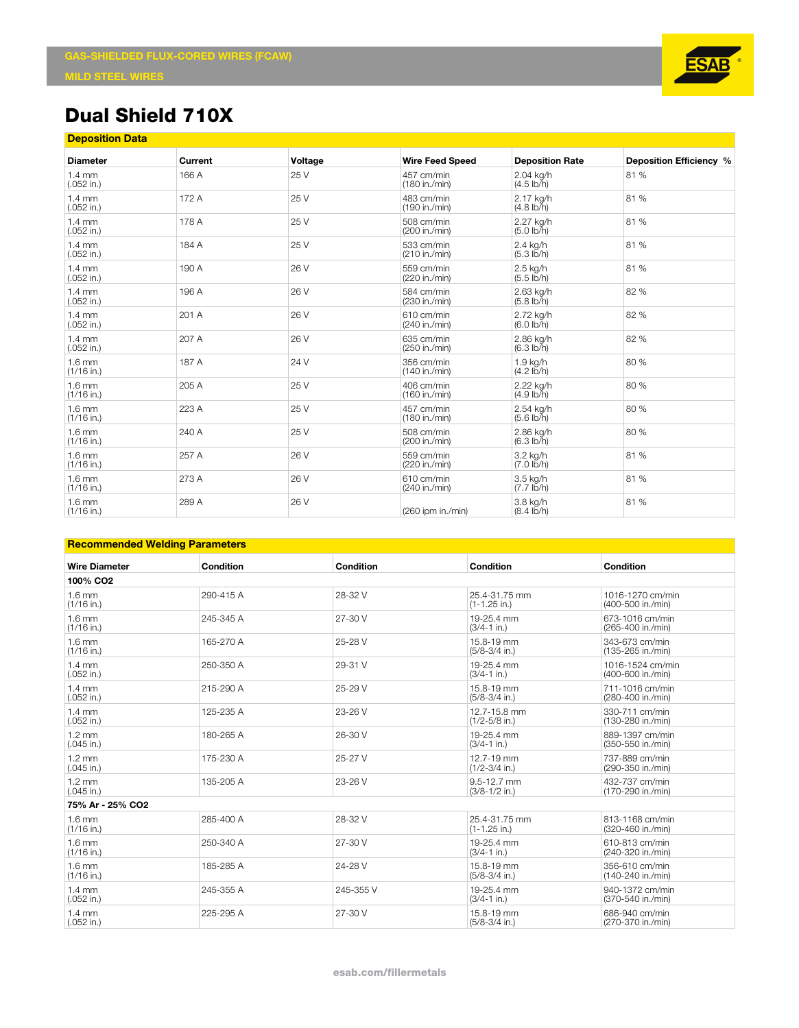GAS-SHIELDED FLUX-CORED WIRES (FCAW)

MILD STEEL WIRES

# Dual Shield 710X

## Deposition Data

| Diameter | Current | Voltage | Wire Feed Speed | Deposition Rate | Deposition Efficiency % |
|---|---|---|---|---|---|
| 1.4 mm (.052 in.) | 166 A | 25 V | 457 cm/min (180 in./min) | 2.04 kg/h (4.5 lb/h) | 81 % |
| 1.4 mm (.052 in.) | 172 A | 25 V | 483 cm/min (190 in./min) | 2.17 kg/h (4.8 lb/h) | 81 % |
| 1.4 mm (.052 in.) | 178 A | 25 V | 508 cm/min (200 in./min) | 2.27 kg/h (5.0 lb/h) | 81 % |
| 1.4 mm (.052 in.) | 184 A | 25 V | 533 cm/min (210 in./min) | 2.4 kg/h (5.3 lb/h) | 81 % |
| 1.4 mm (.052 in.) | 190 A | 26 V | 559 cm/min (220 in./min) | 2.5 kg/h (5.5 lb/h) | 81 % |
| 1.4 mm (.052 in.) | 196 A | 26 V | 584 cm/min (230 in./min) | 2.63 kg/h (5.8 lb/h) | 82 % |
| 1.4 mm (.052 in.) | 201 A | 26 V | 610 cm/min (240 in./min) | 2.72 kg/h (6.0 lb/h) | 82 % |
| 1.4 mm (.052 in.) | 207 A | 26 V | 635 cm/min (250 in./min) | 2.86 kg/h (6.3 lb/h) | 82 % |
| 1.6 mm (1/16 in.) | 187 A | 24 V | 356 cm/min (140 in./min) | 1.9 kg/h (4.2 lb/h) | 80 % |
| 1.6 mm (1/16 in.) | 205 A | 25 V | 406 cm/min (160 in./min) | 2.22 kg/h (4.9 lb/h) | 80 % |
| 1.6 mm (1/16 in.) | 223 A | 25 V | 457 cm/min (180 in./min) | 2.54 kg/h (5.6 lb/h) | 80 % |
| 1.6 mm (1/16 in.) | 240 A | 25 V | 508 cm/min (200 in./min) | 2.86 kg/h (6.3 lb/h) | 80 % |
| 1.6 mm (1/16 in.) | 257 A | 26 V | 559 cm/min (220 in./min) | 3.2 kg/h (7.0 lb/h) | 81 % |
| 1.6 mm (1/16 in.) | 273 A | 26 V | 610 cm/min (240 in./min) | 3.5 kg/h (7.7 lb/h) | 81 % |
| 1.6 mm (1/16 in.) | 289 A | 26 V | (260 ipm in./min) | 3.8 kg/h (8.4 lb/h) | 81 % |

## Recommended Welding Parameters

| Wire Diameter | Condition | Condition | Condition | Condition |
|---|---|---|---|---|
| **100% CO2** | | | | |
| 1.6 mm (1/16 in.) | 290-415 A | 28-32 V | 25.4-31.75 mm (1-1.25 in.) | 1016-1270 cm/min (400-500 in./min) |
| 1.6 mm (1/16 in.) | 245-345 A | 27-30 V | 19-25.4 mm (3/4-1 in.) | 673-1016 cm/min (265-400 in./min) |
| 1.6 mm (1/16 in.) | 165-270 A | 25-28 V | 15.8-19 mm (5/8-3/4 in.) | 343-673 cm/min (135-265 in./min) |
| 1.4 mm (.052 in.) | 250-350 A | 29-31 V | 19-25.4 mm (3/4-1 in.) | 1016-1524 cm/min (400-600 in./min) |
| 1.4 mm (.052 in.) | 215-290 A | 25-29 V | 15.8-19 mm (5/8-3/4 in.) | 711-1016 cm/min (280-400 in./min) |
| 1.4 mm (.052 in.) | 125-235 A | 23-26 V | 12.7-15.8 mm (1/2-5/8 in.) | 330-711 cm/min (130-280 in./min) |
| 1.2 mm (.045 in.) | 180-265 A | 26-30 V | 19-25.4 mm (3/4-1 in.) | 889-1397 cm/min (350-550 in./min) |
| 1.2 mm (.045 in.) | 175-230 A | 25-27 V | 12.7-19 mm (1/2-3/4 in.) | 737-889 cm/min (290-350 in./min) |
| 1.2 mm (.045 in.) | 135-205 A | 23-26 V | 9.5-12.7 mm (3/8-1/2 in.) | 432-737 cm/min (170-290 in./min) |
| **75% Ar - 25% CO2** | | | | |
| 1.6 mm (1/16 in.) | 285-400 A | 28-32 V | 25.4-31.75 mm (1-1.25 in.) | 813-1168 cm/min (320-460 in./min) |
| 1.6 mm (1/16 in.) | 250-340 A | 27-30 V | 19-25.4 mm (3/4-1 in.) | 610-813 cm/min (240-320 in./min) |
| 1.6 mm (1/16 in.) | 185-285 A | 24-28 V | 15.8-19 mm (5/8-3/4 in.) | 356-610 cm/min (140-240 in./min) |
| 1.4 mm (.052 in.) | 245-355 A | 245-355 V | 19-25.4 mm (3/4-1 in.) | 940-1372 cm/min (370-540 in./min) |
| 1.4 mm (.052 in.) | 225-295 A | 27-30 V | 15.8-19 mm (5/8-3/4 in.) | 686-940 cm/min (270-370 in./min) |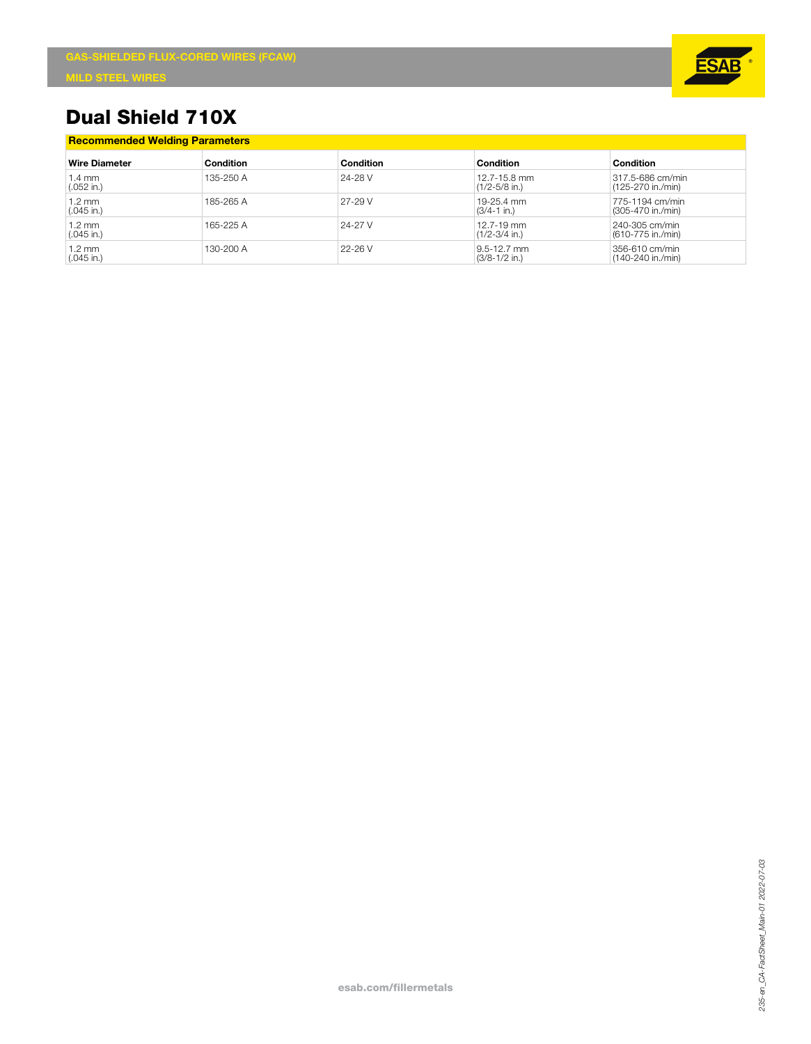# Dual Shield 710X

| Recommended Welding Parameters | | | | |
|---|---|---|---|---|
| **Wire Diameter** | **Condition** | **Condition** | **Condition** | **Condition** |
| 1.4 mm (.052 in.) | 135-250 A | 24-28 V | 12.7-15.8 mm (1/2-5/8 in.) | 317.5-686 cm/min (125-270 in./min) |
| 1.2 mm (.045 in.) | 185-265 A | 27-29 V | 19-25.4 mm (3/4-1 in.) | 775-1194 cm/min (305-470 in./min) |
| 1.2 mm (.045 in.) | 165-225 A | 24-27 V | 12.7-19 mm (1/2-3/4 in.) | 240-305 cm/min (610-775 in./min) |
| 1.2 mm (.045 in.) | 130-200 A | 22-26 V | 9.5-12.7 mm (3/8-1/2 in.) | 356-610 cm/min (140-240 in./min) |